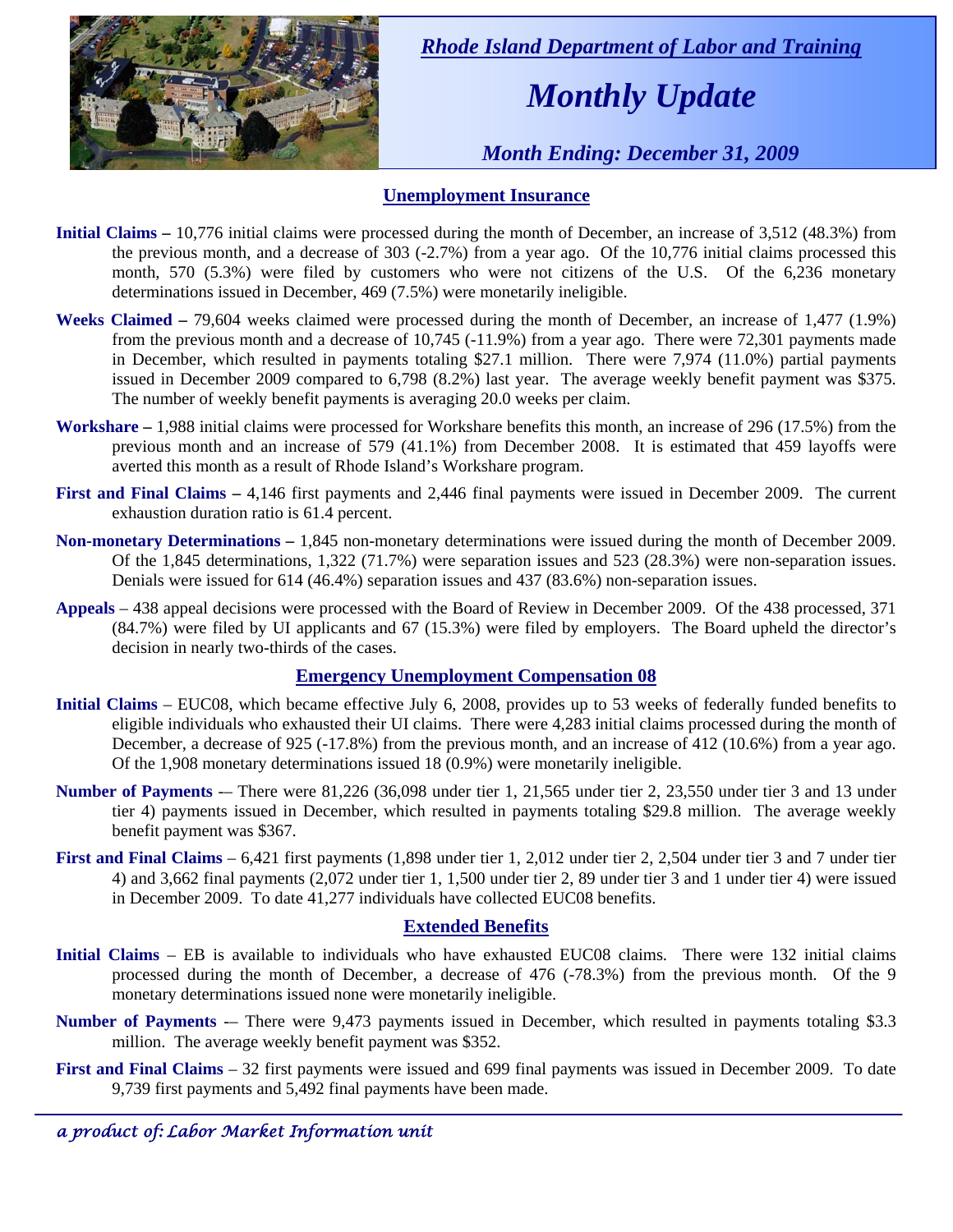# *Rhode Island Department of Labor and Training*

# *Monthly Update*

### *Month Ending: December 31, 2009*

## Unemployment Insurance

**Initial Claims –** 10,776 initial claims were processed during the month of December, an increase of 3,512 (48.3%) from the previous month, and a decrease of 303 (-2.7%) from a year ago. Of the 10,776 initial claims processed this month, 570 (5.3%) were filed by customers who were not citizens of the U.S. Of the 6,236 monetary determinations issued in December, 469 (7.5%) were monetarily ineligible.

**Weeks Claimed –** 79,604 weeks claimed were processed during the month of December, an increase of 1,477 (1.9%) from the previous month and a decrease of 10,745 (-11.9%) from a year ago. There were 72,301 payments made in December, which resulted in payments totaling $27.1 million. There were 7,974 (11.0%) partial payments issued in December 2009 compared to 6,798 (8.2%) last year. The average weekly benefit payment was $375. The number of weekly benefit payments is averaging 20.0 weeks per claim.

**Workshare –** 1,988 initial claims were processed for Workshare benefits this month, an increase of 296 (17.5%) from the previous month and an increase of 579 (41.1%) from December 2008. It is estimated that 459 layoffs were averted this month as a result of Rhode Island's Workshare program.

**First and Final Claims –** 4,146 first payments and 2,446 final payments were issued in December 2009. The current exhaustion duration ratio is 61.4 percent.

**Non-monetary Determinations –** 1,845 non-monetary determinations were issued during the month of December 2009. Of the 1,845 determinations, 1,322 (71.7%) were separation issues and 523 (28.3%) were non-separation issues. Denials were issued for 614 (46.4%) separation issues and 437 (83.6%) non-separation issues.

**Appeals** – 438 appeal decisions were processed with the Board of Review in December 2009. Of the 438 processed, 371 (84.7%) were filed by UI applicants and 67 (15.3%) were filed by employers. The Board upheld the director's decision in nearly two-thirds of the cases.

## Emergency Unemployment Compensation 08

**Initial Claims** – EUC08, which became effective July 6, 2008, provides up to 53 weeks of federally funded benefits to eligible individuals who exhausted their UI claims. There were 4,283 initial claims processed during the month of December, a decrease of 925 (-17.8%) from the previous month, and an increase of 412 (10.6%) from a year ago. Of the 1,908 monetary determinations issued 18 (0.9%) were monetarily ineligible.

**Number of Payments** -– There were 81,226 (36,098 under tier 1, 21,565 under tier 2, 23,550 under tier 3 and 13 under tier 4) payments issued in December, which resulted in payments totaling $29.8 million. The average weekly benefit payment was $367.

**First and Final Claims** – 6,421 first payments (1,898 under tier 1, 2,012 under tier 2, 2,504 under tier 3 and 7 under tier 4) and 3,662 final payments (2,072 under tier 1, 1,500 under tier 2, 89 under tier 3 and 1 under tier 4) were issued in December 2009. To date 41,277 individuals have collected EUC08 benefits.

## Extended Benefits

**Initial Claims** – EB is available to individuals who have exhausted EUC08 claims. There were 132 initial claims processed during the month of December, a decrease of 476 (-78.3%) from the previous month. Of the 9 monetary determinations issued none were monetarily ineligible.

**Number of Payments** -– There were 9,473 payments issued in December, which resulted in payments totaling $3.3 million. The average weekly benefit payment was $352.

**First and Final Claims** – 32 first payments were issued and 699 final payments was issued in December 2009. To date 9,739 first payments and 5,492 final payments have been made.

*a product of: Labor Market Information unit*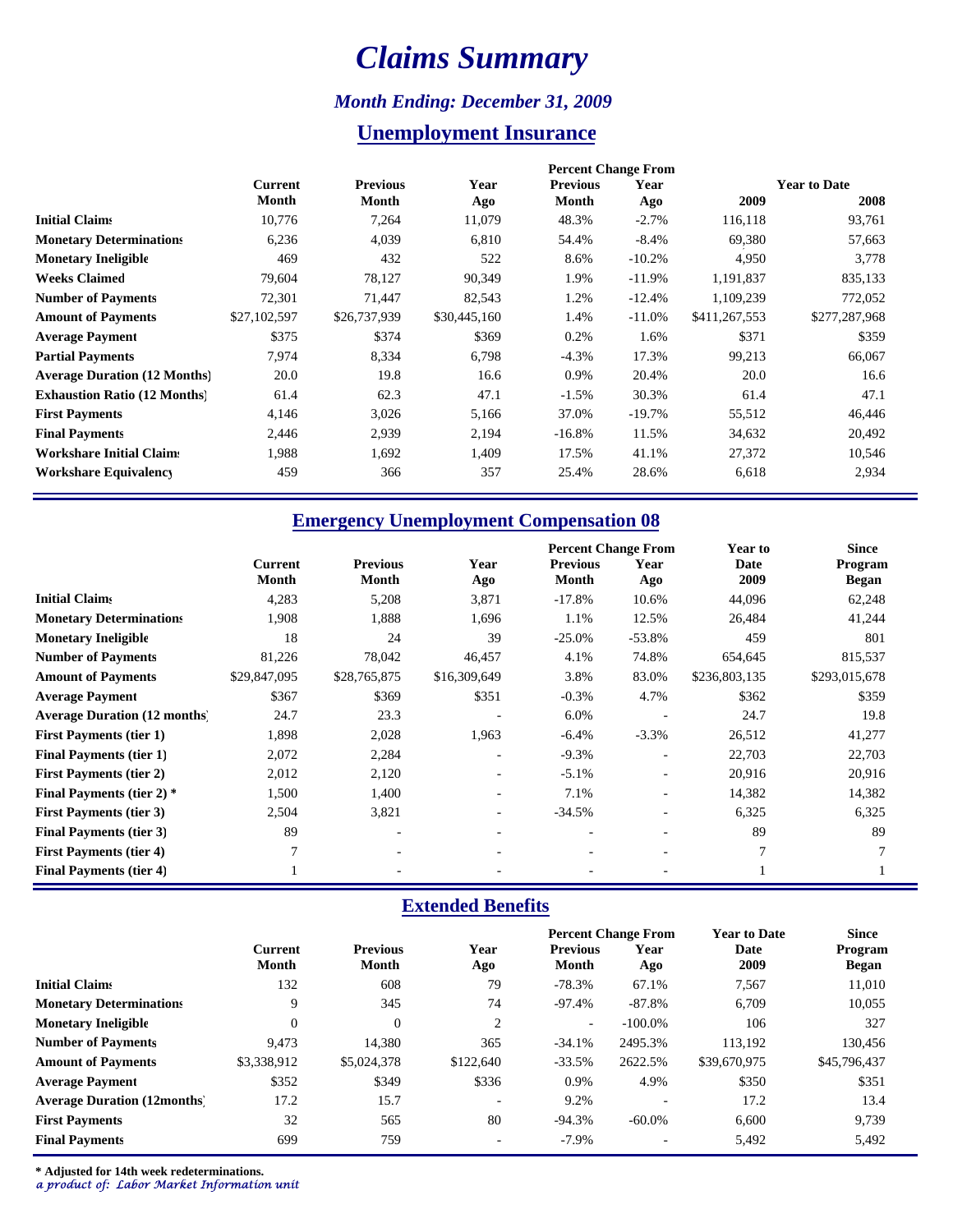# *Claims Summary*

### *Month Ending: December 31, 2009*

## Unemployment Insurance

| | Current Month | Previous Month | Year Ago | Percent Change From Previous Month | Percent Change From Year Ago | Year to Date 2009 | Year to Date 2008 |
|---|---|---|---|---|---|---|---|
| **Initial Claims** | 10,776 | 7,264 | 11,079 | 48.3% | -2.7% | 116,118 | 93,761 |
| **Monetary Determinations** | 6,236 | 4,039 | 6,810 | 54.4% | -8.4% | 69,380 | 57,663 |
| **Monetary Ineligible** | 469 | 432 | 522 | 8.6% | -10.2% | 4,950 | 3,778 |
| **Weeks Claimed** | 79,604 | 78,127 | 90,349 | 1.9% | -11.9% | 1,191,837 | 835,133 |
| **Number of Payments** | 72,301 | 71,447 | 82,543 | 1.2% | -12.4% | 1,109,239 | 772,052 |
| **Amount of Payments** | $27,102,597 | $26,737,939 | $30,445,160 | 1.4% | -11.0% | $411,267,553 | $277,287,968 |
| **Average Payment** | $375 | $374 | $369 | 0.2% | 1.6% | $371 | $359 |
| **Partial Payments** | 7,974 | 8,334 | 6,798 | -4.3% | 17.3% | 99,213 | 66,067 |
| **Average Duration (12 Months)** | 20.0 | 19.8 | 16.6 | 0.9% | 20.4% | 20.0 | 16.6 |
| **Exhaustion Ratio (12 Months)** | 61.4 | 62.3 | 47.1 | -1.5% | 30.3% | 61.4 | 47.1 |
| **First Payments** | 4,146 | 3,026 | 5,166 | 37.0% | -19.7% | 55,512 | 46,446 |
| **Final Payments** | 2,446 | 2,939 | 2,194 | -16.8% | 11.5% | 34,632 | 20,492 |
| **Workshare Initial Claims** | 1,988 | 1,692 | 1,409 | 17.5% | 41.1% | 27,372 | 10,546 |
| **Workshare Equivalency** | 459 | 366 | 357 | 25.4% | 28.6% | 6,618 | 2,934 |

## Emergency Unemployment Compensation 08

| | Current Month | Previous Month | Year Ago | Percent Change From Previous Month | Percent Change From Year Ago | Year to Date 2009 | Since Program Began |
|---|---|---|---|---|---|---|---|
| **Initial Claims** | 4,283 | 5,208 | 3,871 | -17.8% | 10.6% | 44,096 | 62,248 |
| **Monetary Determinations** | 1,908 | 1,888 | 1,696 | 1.1% | 12.5% | 26,484 | 41,244 |
| **Monetary Ineligible** | 18 | 24 | 39 | -25.0% | -53.8% | 459 | 801 |
| **Number of Payments** | 81,226 | 78,042 | 46,457 | 4.1% | 74.8% | 654,645 | 815,537 |
| **Amount of Payments** | $29,847,095 | $28,765,875 | $16,309,649 | 3.8% | 83.0% | $236,803,135 | $293,015,678 |
| **Average Payment** | $367 | $369 | $351 | -0.3% | 4.7% | $362 | $359 |
| **Average Duration (12 months)** | 24.7 | 23.3 | - | 6.0% | - | 24.7 | 19.8 |
| **First Payments (tier 1)** | 1,898 | 2,028 | 1,963 | -6.4% | -3.3% | 26,512 | 41,277 |
| **Final Payments (tier 1)** | 2,072 | 2,284 | - | -9.3% | - | 22,703 | 22,703 |
| **First Payments (tier 2)** | 2,012 | 2,120 | - | -5.1% | - | 20,916 | 20,916 |
| **Final Payments (tier 2) *** | 1,500 | 1,400 | - | 7.1% | - | 14,382 | 14,382 |
| **First Payments (tier 3)** | 2,504 | 3,821 | - | -34.5% | - | 6,325 | 6,325 |
| **Final Payments (tier 3)** | 89 | - | - | - | - | 89 | 89 |
| **First Payments (tier 4)** | 7 | - | - | - | - | 7 | 7 |
| **Final Payments (tier 4)** | 1 | - | - | - | - | 1 | 1 |

## Extended Benefits

| | Current Month | Previous Month | Year Ago | Percent Change From Previous Month | Percent Change From Year Ago | Year to Date 2009 | Since Program Began |
|---|---|---|---|---|---|---|---|
| **Initial Claims** | 132 | 608 | 79 | -78.3% | 67.1% | 7,567 | 11,010 |
| **Monetary Determinations** | 9 | 345 | 74 | -97.4% | -87.8% | 6,709 | 10,055 |
| **Monetary Ineligible** | 0 | 0 | 2 | - | -100.0% | 106 | 327 |
| **Number of Payments** | 9,473 | 14,380 | 365 | -34.1% | 2495.3% | 113,192 | 130,456 |
| **Amount of Payments** | $3,338,912 | $5,024,378 | $122,640 | -33.5% | 2622.5% | $39,670,975 | $45,796,437 |
| **Average Payment** | $352 | $349 | $336 | 0.9% | 4.9% | $350 | $351 |
| **Average Duration (12months)** | 17.2 | 15.7 | - | 9.2% | - | 17.2 | 13.4 |
| **First Payments** | 32 | 565 | 80 | -94.3% | -60.0% | 6,600 | 9,739 |
| **Final Payments** | 699 | 759 | - | -7.9% | - | 5,492 | 5,492 |

**\* Adjusted for 14th week redeterminations.**

*a product of: Labor Market Information unit*